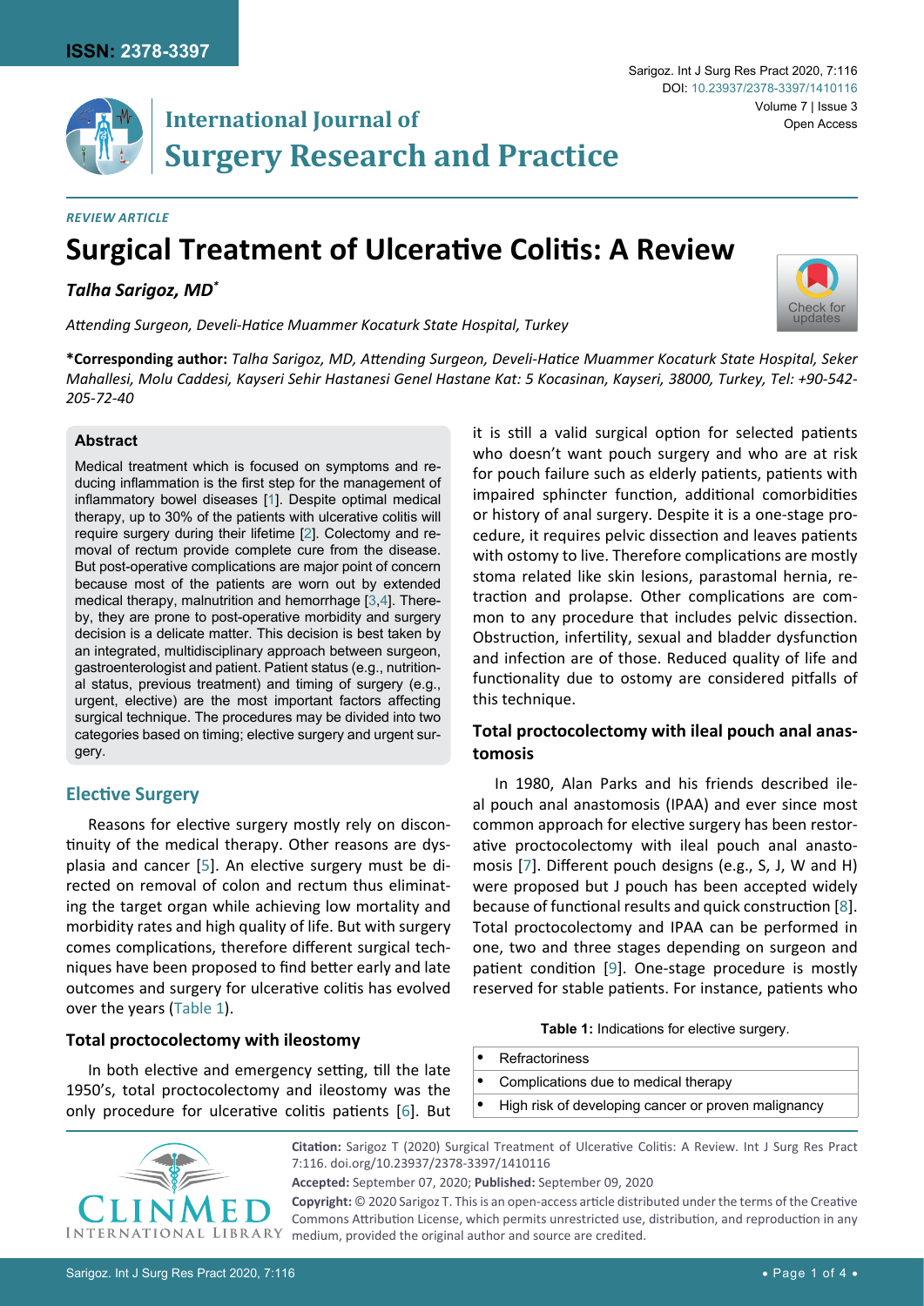ISSN: 2378-3397

Sarigoz. Int J Surg Res Pract 2020, 7:116

DOI: 10.23937/2378-3397/1410116

Volume 7 | Issue 3

Open Access

# International Journal of Surgery Research and Practice

*REVIEW ARTICLE*

# Surgical Treatment of Ulcerative Colitis: A Review

***Talha Sarigoz, MD****

*Attending Surgeon, Develi-Hatice Muammer Kocaturk State Hospital, Turkey*

**\*Corresponding author:** *Talha Sarigoz, MD, Attending Surgeon, Develi-Hatice Muammer Kocaturk State Hospital, Seker Mahallesi, Molu Caddesi, Kayseri Sehir Hastanesi Genel Hastane Kat: 5 Kocasinan, Kayseri, 38000, Turkey, Tel: +90-542-205-72-40*

## Abstract

Medical treatment which is focused on symptoms and reducing inflammation is the first step for the management of inflammatory bowel diseases [1]. Despite optimal medical therapy, up to 30% of the patients with ulcerative colitis will require surgery during their lifetime [2]. Colectomy and removal of rectum provide complete cure from the disease. But post-operative complications are major point of concern because most of the patients are worn out by extended medical therapy, malnutrition and hemorrhage [3,4]. Thereby, they are prone to post-operative morbidity and surgery decision is a delicate matter. This decision is best taken by an integrated, multidisciplinary approach between surgeon, gastroenterologist and patient. Patient status (e.g., nutritional status, previous treatment) and timing of surgery (e.g., urgent, elective) are the most important factors affecting surgical technique. The procedures may be divided into two categories based on timing; elective surgery and urgent surgery.

## Elective Surgery

Reasons for elective surgery mostly rely on discontinuity of the medical therapy. Other reasons are dysplasia and cancer [5]. An elective surgery must be directed on removal of colon and rectum thus eliminating the target organ while achieving low mortality and morbidity rates and high quality of life. But with surgery comes complications, therefore different surgical techniques have been proposed to find better early and late outcomes and surgery for ulcerative colitis has evolved over the years (Table 1).

### Total proctocolectomy with ileostomy

In both elective and emergency setting, till the late 1950's, total proctocolectomy and ileostomy was the only procedure for ulcerative colitis patients [6]. But it is still a valid surgical option for selected patients who doesn't want pouch surgery and who are at risk for pouch failure such as elderly patients, patients with impaired sphincter function, additional comorbidities or history of anal surgery. Despite it is a one-stage procedure, it requires pelvic dissection and leaves patients with ostomy to live. Therefore complications are mostly stoma related like skin lesions, parastomal hernia, retraction and prolapse. Other complications are common to any procedure that includes pelvic dissection. Obstruction, infertility, sexual and bladder dysfunction and infection are of those. Reduced quality of life and functionality due to ostomy are considered pitfalls of this technique.

### Total proctocolectomy with ileal pouch anal anastomosis

In 1980, Alan Parks and his friends described ileal pouch anal anastomosis (IPAA) and ever since most common approach for elective surgery has been restorative proctocolectomy with ileal pouch anal anastomosis [7]. Different pouch designs (e.g., S, J, W and H) were proposed but J pouch has been accepted widely because of functional results and quick construction [8]. Total proctocolectomy and IPAA can be performed in one, two and three stages depending on surgeon and patient condition [9]. One-stage procedure is mostly reserved for stable patients. For instance, patients who

**Table 1:** Indications for elective surgery.

| |
|---|
| • Refractoriness |
| • Complications due to medical therapy |
| • High risk of developing cancer or proven malignancy |

**Citation:** Sarigoz T (2020) Surgical Treatment of Ulcerative Colitis: A Review. Int J Surg Res Pract 7:116. doi.org/10.23937/2378-3397/1410116

**Accepted:** September 07, 2020; **Published:** September 09, 2020

**Copyright:** © 2020 Sarigoz T. This is an open-access article distributed under the terms of the Creative Commons Attribution License, which permits unrestricted use, distribution, and reproduction in any medium, provided the original author and source are credited.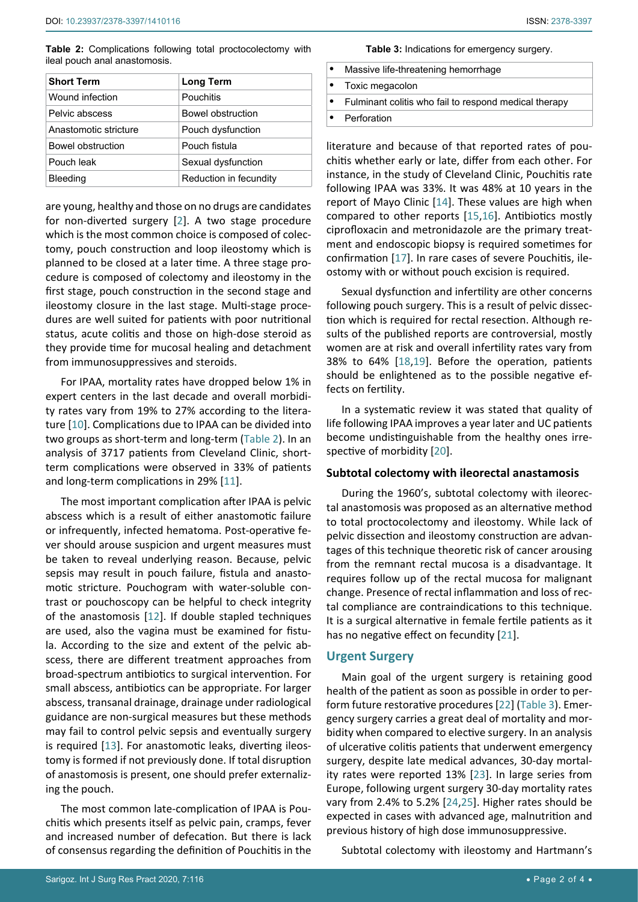**Table 2:** Complications following total proctocolectomy with ileal pouch anal anastomosis.

| Short Term | Long Term |
|---|---|
| Wound infection | Pouchitis |
| Pelvic abscess | Bowel obstruction |
| Anastomotic stricture | Pouch dysfunction |
| Bowel obstruction | Pouch fistula |
| Pouch leak | Sexual dysfunction |
| Bleeding | Reduction in fecundity |

are young, healthy and those on no drugs are candidates for non-diverted surgery [2]. A two stage procedure which is the most common choice is composed of colectomy, pouch construction and loop ileostomy which is planned to be closed at a later time. A three stage procedure is composed of colectomy and ileostomy in the first stage, pouch construction in the second stage and ileostomy closure in the last stage. Multi-stage procedures are well suited for patients with poor nutritional status, acute colitis and those on high-dose steroid as they provide time for mucosal healing and detachment from immunosuppressives and steroids.

For IPAA, mortality rates have dropped below 1% in expert centers in the last decade and overall morbidity rates vary from 19% to 27% according to the literature [10]. Complications due to IPAA can be divided into two groups as short-term and long-term (Table 2). In an analysis of 3717 patients from Cleveland Clinic, short-term complications were observed in 33% of patients and long-term complications in 29% [11].

The most important complication after IPAA is pelvic abscess which is a result of either anastomotic failure or infrequently, infected hematoma. Post-operative fever should arouse suspicion and urgent measures must be taken to reveal underlying reason. Because, pelvic sepsis may result in pouch failure, fistula and anastomotic stricture. Pouchogram with water-soluble contrast or pouchoscopy can be helpful to check integrity of the anastomosis [12]. If double stapled techniques are used, also the vagina must be examined for fistula. According to the size and extent of the pelvic abscess, there are different treatment approaches from broad-spectrum antibiotics to surgical intervention. For small abscess, antibiotics can be appropriate. For larger abscess, transanal drainage, drainage under radiological guidance are non-surgical measures but these methods may fail to control pelvic sepsis and eventually surgery is required [13]. For anastomotic leaks, diverting ileostomy is formed if not previously done. If total disruption of anastomosis is present, one should prefer externalizing the pouch.

The most common late-complication of IPAA is Pouchitis which presents itself as pelvic pain, cramps, fever and increased number of defecation. But there is lack of consensus regarding the definition of Pouchitis in the literature and because of that reported rates of pouchitis whether early or late, differ from each other. For instance, in the study of Cleveland Clinic, Pouchitis rate following IPAA was 33%. It was 48% at 10 years in the report of Mayo Clinic [14]. These values are high when compared to other reports [15,16]. Antibiotics mostly ciprofloxacin and metronidazole are the primary treatment and endoscopic biopsy is required sometimes for confirmation [17]. In rare cases of severe Pouchitis, ileostomy with or without pouch excision is required.

Sexual dysfunction and infertility are other concerns following pouch surgery. This is a result of pelvic dissection which is required for rectal resection. Although results of the published reports are controversial, mostly women are at risk and overall infertility rates vary from 38% to 64% [18,19]. Before the operation, patients should be enlightened as to the possible negative effects on fertility.

In a systematic review it was stated that quality of life following IPAA improves a year later and UC patients become undistinguishable from the healthy ones irrespective of morbidity [20].

### Subtotal colectomy with ileorectal anastamosis

During the 1960's, subtotal colectomy with ileorectal anastomosis was proposed as an alternative method to total proctocolectomy and ileostomy. While lack of pelvic dissection and ileostomy construction are advantages of this technique theoretic risk of cancer arousing from the remnant rectal mucosa is a disadvantage. It requires follow up of the rectal mucosa for malignant change. Presence of rectal inflammation and loss of rectal compliance are contraindications to this technique. It is a surgical alternative in female fertile patients as it has no negative effect on fecundity [21].

## Urgent Surgery

**Table 3:** Indications for emergency surgery.

- Massive life-threatening hemorrhage
- Toxic megacolon
- Fulminant colitis who fail to respond medical therapy
- Perforation

Main goal of the urgent surgery is retaining good health of the patient as soon as possible in order to perform future restorative procedures [22] (Table 3). Emergency surgery carries a great deal of mortality and morbidity when compared to elective surgery. In an analysis of ulcerative colitis patients that underwent emergency surgery, despite late medical advances, 30-day mortality rates were reported 13% [23]. In large series from Europe, following urgent surgery 30-day mortality rates vary from 2.4% to 5.2% [24,25]. Higher rates should be expected in cases with advanced age, malnutrition and previous history of high dose immunosuppressive.

Subtotal colectomy with ileostomy and Hartmann's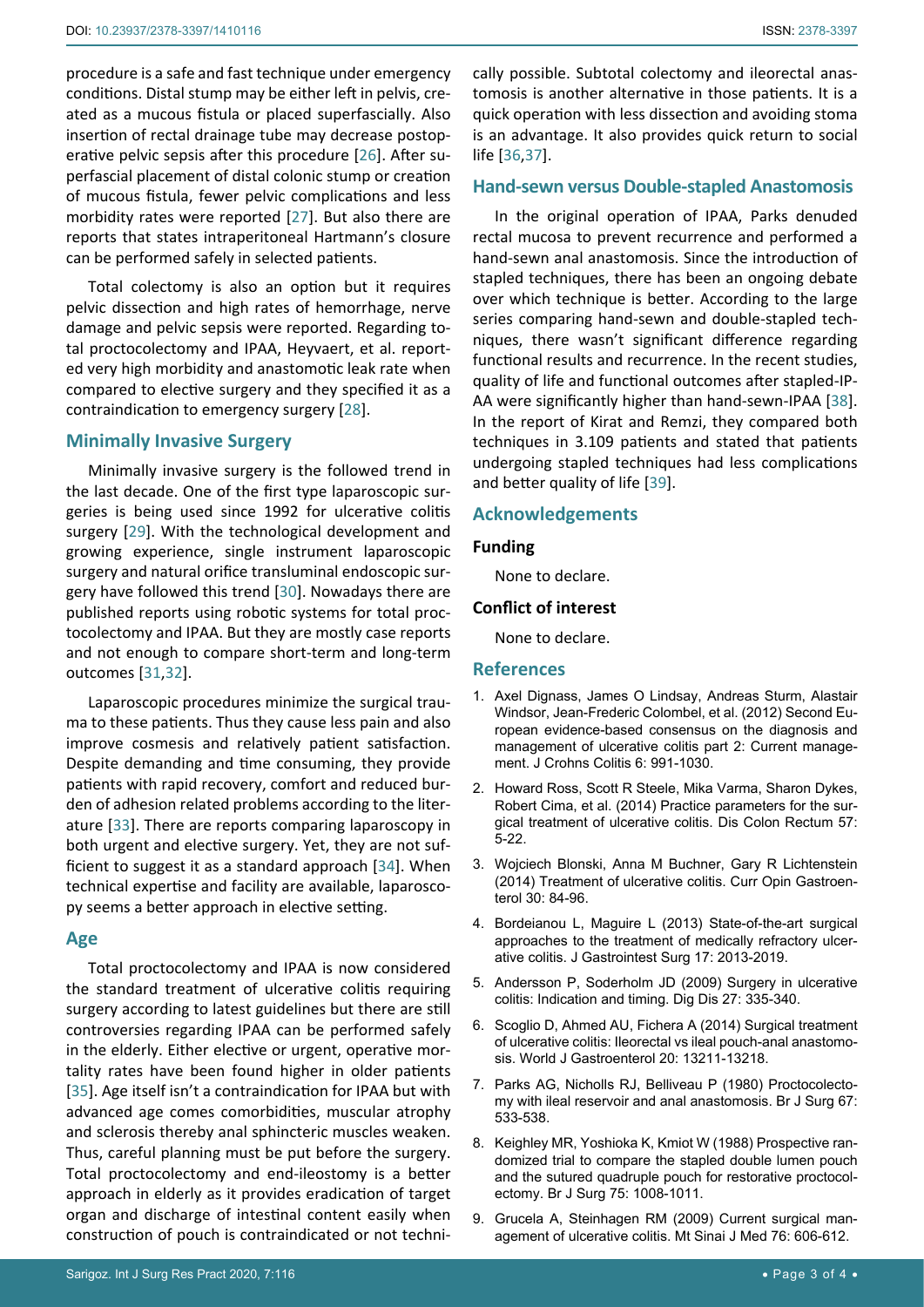procedure is a safe and fast technique under emergency conditions. Distal stump may be either left in pelvis, created as a mucous fistula or placed superfascially. Also insertion of rectal drainage tube may decrease postoperative pelvic sepsis after this procedure [26]. After superfascial placement of distal colonic stump or creation of mucous fistula, fewer pelvic complications and less morbidity rates were reported [27]. But also there are reports that states intraperitoneal Hartmann's closure can be performed safely in selected patients.

Total colectomy is also an option but it requires pelvic dissection and high rates of hemorrhage, nerve damage and pelvic sepsis were reported. Regarding total proctocolectomy and IPAA, Heyvaert, et al. reported very high morbidity and anastomotic leak rate when compared to elective surgery and they specified it as a contraindication to emergency surgery [28].

## Minimally Invasive Surgery

Minimally invasive surgery is the followed trend in the last decade. One of the first type laparoscopic surgeries is being used since 1992 for ulcerative colitis surgery [29]. With the technological development and growing experience, single instrument laparoscopic surgery and natural orifice transluminal endoscopic surgery have followed this trend [30]. Nowadays there are published reports using robotic systems for total proctocolectomy and IPAA. But they are mostly case reports and not enough to compare short-term and long-term outcomes [31,32].

Laparoscopic procedures minimize the surgical trauma to these patients. Thus they cause less pain and also improve cosmesis and relatively patient satisfaction. Despite demanding and time consuming, they provide patients with rapid recovery, comfort and reduced burden of adhesion related problems according to the literature [33]. There are reports comparing laparoscopy in both urgent and elective surgery. Yet, they are not sufficient to suggest it as a standard approach [34]. When technical expertise and facility are available, laparoscopy seems a better approach in elective setting.

## Age

Total proctocolectomy and IPAA is now considered the standard treatment of ulcerative colitis requiring surgery according to latest guidelines but there are still controversies regarding IPAA can be performed safely in the elderly. Either elective or urgent, operative mortality rates have been found higher in older patients [35]. Age itself isn't a contraindication for IPAA but with advanced age comes comorbidities, muscular atrophy and sclerosis thereby anal sphincteric muscles weaken. Thus, careful planning must be put before the surgery. Total proctocolectomy and end-ileostomy is a better approach in elderly as it provides eradication of target organ and discharge of intestinal content easily when construction of pouch is contraindicated or not technically possible. Subtotal colectomy and ileorectal anastomosis is another alternative in those patients. It is a quick operation with less dissection and avoiding stoma is an advantage. It also provides quick return to social life [36,37].

## Hand-sewn versus Double-stapled Anastomosis

In the original operation of IPAA, Parks denuded rectal mucosa to prevent recurrence and performed a hand-sewn anal anastomosis. Since the introduction of stapled techniques, there has been an ongoing debate over which technique is better. According to the large series comparing hand-sewn and double-stapled techniques, there wasn't significant difference regarding functional results and recurrence. In the recent studies, quality of life and functional outcomes after stapled-IPAA were significantly higher than hand-sewn-IPAA [38]. In the report of Kirat and Remzi, they compared both techniques in 3.109 patients and stated that patients undergoing stapled techniques had less complications and better quality of life [39].

## Acknowledgements

### Funding

None to declare.

### Conflict of interest

None to declare.

## References

1. Axel Dignass, James O Lindsay, Andreas Sturm, Alastair Windsor, Jean-Frederic Colombel, et al. (2012) Second European evidence-based consensus on the diagnosis and management of ulcerative colitis part 2: Current management. J Crohns Colitis 6: 991-1030.
2. Howard Ross, Scott R Steele, Mika Varma, Sharon Dykes, Robert Cima, et al. (2014) Practice parameters for the surgical treatment of ulcerative colitis. Dis Colon Rectum 57: 5-22.
3. Wojciech Blonski, Anna M Buchner, Gary R Lichtenstein (2014) Treatment of ulcerative colitis. Curr Opin Gastroenterol 30: 84-96.
4. Bordeianou L, Maguire L (2013) State-of-the-art surgical approaches to the treatment of medically refractory ulcerative colitis. J Gastrointest Surg 17: 2013-2019.
5. Andersson P, Soderholm JD (2009) Surgery in ulcerative colitis: Indication and timing. Dig Dis 27: 335-340.
6. Scoglio D, Ahmed AU, Fichera A (2014) Surgical treatment of ulcerative colitis: Ileorectal vs ileal pouch-anal anastomosis. World J Gastroenterol 20: 13211-13218.
7. Parks AG, Nicholls RJ, Belliveau P (1980) Proctocolectomy with ileal reservoir and anal anastomosis. Br J Surg 67: 533-538.
8. Keighley MR, Yoshioka K, Kmiot W (1988) Prospective randomized trial to compare the stapled double lumen pouch and the sutured quadruple pouch for restorative proctocolectomy. Br J Surg 75: 1008-1011.
9. Grucela A, Steinhagen RM (2009) Current surgical management of ulcerative colitis. Mt Sinai J Med 76: 606-612.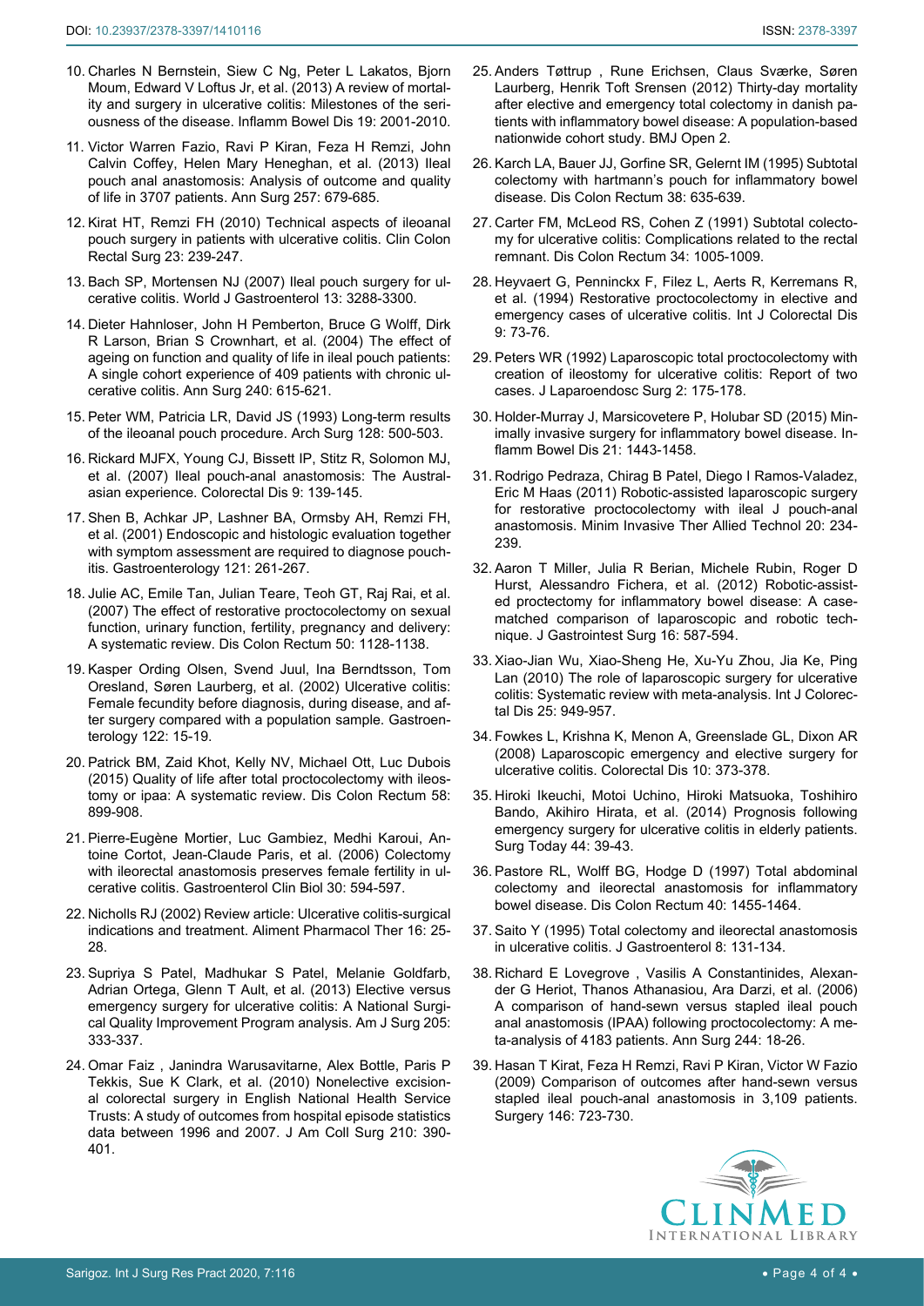10. Charles N Bernstein, Siew C Ng, Peter L Lakatos, Bjorn Moum, Edward V Loftus Jr, et al. (2013) A review of mortality and surgery in ulcerative colitis: Milestones of the seriousness of the disease. Inflamm Bowel Dis 19: 2001-2010.

11. Victor Warren Fazio, Ravi P Kiran, Feza H Remzi, John Calvin Coffey, Helen Mary Heneghan, et al. (2013) Ileal pouch anal anastomosis: Analysis of outcome and quality of life in 3707 patients. Ann Surg 257: 679-685.

12. Kirat HT, Remzi FH (2010) Technical aspects of ileoanal pouch surgery in patients with ulcerative colitis. Clin Colon Rectal Surg 23: 239-247.

13. Bach SP, Mortensen NJ (2007) Ileal pouch surgery for ulcerative colitis. World J Gastroenterol 13: 3288-3300.

14. Dieter Hahnloser, John H Pemberton, Bruce G Wolff, Dirk R Larson, Brian S Crownhart, et al. (2004) The effect of ageing on function and quality of life in ileal pouch patients: A single cohort experience of 409 patients with chronic ulcerative colitis. Ann Surg 240: 615-621.

15. Peter WM, Patricia LR, David JS (1993) Long-term results of the ileoanal pouch procedure. Arch Surg 128: 500-503.

16. Rickard MJFX, Young CJ, Bissett IP, Stitz R, Solomon MJ, et al. (2007) Ileal pouch-anal anastomosis: The Australasian experience. Colorectal Dis 9: 139-145.

17. Shen B, Achkar JP, Lashner BA, Ormsby AH, Remzi FH, et al. (2001) Endoscopic and histologic evaluation together with symptom assessment are required to diagnose pouchitis. Gastroenterology 121: 261-267.

18. Julie AC, Emile Tan, Julian Teare, Teoh GT, Raj Rai, et al. (2007) The effect of restorative proctocolectomy on sexual function, urinary function, fertility, pregnancy and delivery: A systematic review. Dis Colon Rectum 50: 1128-1138.

19. Kasper Ording Olsen, Svend Juul, Ina Berndtsson, Tom Oresland, Søren Laurberg, et al. (2002) Ulcerative colitis: Female fecundity before diagnosis, during disease, and after surgery compared with a population sample. Gastroenterology 122: 15-19.

20. Patrick BM, Zaid Khot, Kelly NV, Michael Ott, Luc Dubois (2015) Quality of life after total proctocolectomy with ileostomy or ipaa: A systematic review. Dis Colon Rectum 58: 899-908.

21. Pierre-Eugène Mortier, Luc Gambiez, Medhi Karoui, Antoine Cortot, Jean-Claude Paris, et al. (2006) Colectomy with ileorectal anastomosis preserves female fertility in ulcerative colitis. Gastroenterol Clin Biol 30: 594-597.

22. Nicholls RJ (2002) Review article: Ulcerative colitis-surgical indications and treatment. Aliment Pharmacol Ther 16: 25-28.

23. Supriya S Patel, Madhukar S Patel, Melanie Goldfarb, Adrian Ortega, Glenn T Ault, et al. (2013) Elective versus emergency surgery for ulcerative colitis: A National Surgical Quality Improvement Program analysis. Am J Surg 205: 333-337.

24. Omar Faiz , Janindra Warusavitarne, Alex Bottle, Paris P Tekkis, Sue K Clark, et al. (2010) Nonelective excisional colorectal surgery in English National Health Service Trusts: A study of outcomes from hospital episode statistics data between 1996 and 2007. J Am Coll Surg 210: 390-401.

25. Anders Tøttrup , Rune Erichsen, Claus Sværke, Søren Laurberg, Henrik Toft Srensen (2012) Thirty-day mortality after elective and emergency total colectomy in danish patients with inflammatory bowel disease: A population-based nationwide cohort study. BMJ Open 2.

26. Karch LA, Bauer JJ, Gorfine SR, Gelernt IM (1995) Subtotal colectomy with hartmann's pouch for inflammatory bowel disease. Dis Colon Rectum 38: 635-639.

27. Carter FM, McLeod RS, Cohen Z (1991) Subtotal colectomy for ulcerative colitis: Complications related to the rectal remnant. Dis Colon Rectum 34: 1005-1009.

28. Heyvaert G, Penninckx F, Filez L, Aerts R, Kerremans R, et al. (1994) Restorative proctocolectomy in elective and emergency cases of ulcerative colitis. Int J Colorectal Dis 9: 73-76.

29. Peters WR (1992) Laparoscopic total proctocolectomy with creation of ileostomy for ulcerative colitis: Report of two cases. J Laparoendosc Surg 2: 175-178.

30. Holder-Murray J, Marsicovetere P, Holubar SD (2015) Minimally invasive surgery for inflammatory bowel disease. Inflamm Bowel Dis 21: 1443-1458.

31. Rodrigo Pedraza, Chirag B Patel, Diego I Ramos-Valadez, Eric M Haas (2011) Robotic-assisted laparoscopic surgery for restorative proctocolectomy with ileal J pouch-anal anastomosis. Minim Invasive Ther Allied Technol 20: 234-239.

32. Aaron T Miller, Julia R Berian, Michele Rubin, Roger D Hurst, Alessandro Fichera, et al. (2012) Robotic-assisted proctectomy for inflammatory bowel disease: A case-matched comparison of laparoscopic and robotic technique. J Gastrointest Surg 16: 587-594.

33. Xiao-Jian Wu, Xiao-Sheng He, Xu-Yu Zhou, Jia Ke, Ping Lan (2010) The role of laparoscopic surgery for ulcerative colitis: Systematic review with meta-analysis. Int J Colorectal Dis 25: 949-957.

34. Fowkes L, Krishna K, Menon A, Greenslade GL, Dixon AR (2008) Laparoscopic emergency and elective surgery for ulcerative colitis. Colorectal Dis 10: 373-378.

35. Hiroki Ikeuchi, Motoi Uchino, Hiroki Matsuoka, Toshihiro Bando, Akihiro Hirata, et al. (2014) Prognosis following emergency surgery for ulcerative colitis in elderly patients. Surg Today 44: 39-43.

36. Pastore RL, Wolff BG, Hodge D (1997) Total abdominal colectomy and ileorectal anastomosis for inflammatory bowel disease. Dis Colon Rectum 40: 1455-1464.

37. Saito Y (1995) Total colectomy and ileorectal anastomosis in ulcerative colitis. J Gastroenterol 8: 131-134.

38. Richard E Lovegrove , Vasilis A Constantinides, Alexander G Heriot, Thanos Athanasiou, Ara Darzi, et al. (2006) A comparison of hand-sewn versus stapled ileal pouch anal anastomosis (IPAA) following proctocolectomy: A meta-analysis of 4183 patients. Ann Surg 244: 18-26.

39. Hasan T Kirat, Feza H Remzi, Ravi P Kiran, Victor W Fazio (2009) Comparison of outcomes after hand-sewn versus stapled ileal pouch-anal anastomosis in 3,109 patients. Surgery 146: 723-730.